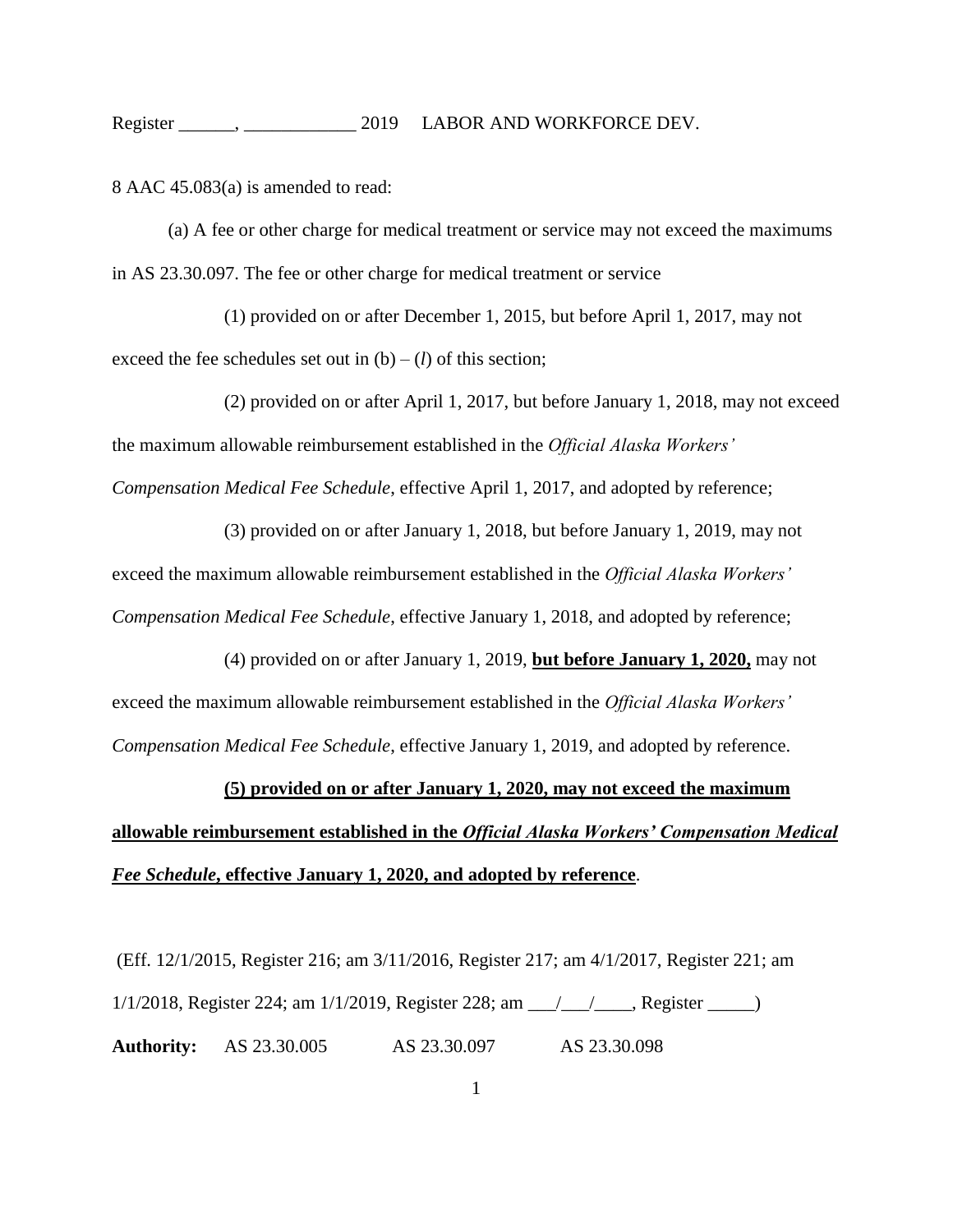8 AAC 45.083(a) is amended to read:

(a) A fee or other charge for medical treatment or service may not exceed the maximums in AS 23.30.097. The fee or other charge for medical treatment or service

(1) provided on or after December 1, 2015, but before April 1, 2017, may not exceed the fee schedules set out in (b) – (*l*) of this section;

(2) provided on or after April 1, 2017, but before January 1, 2018, may not exceed the maximum allowable reimbursement established in the *Official Alaska Workers' Compensation Medical Fee Schedule*, effective April 1, 2017, and adopted by reference;

(3) provided on or after January 1, 2018, but before January 1, 2019, may not exceed the maximum allowable reimbursement established in the *Official Alaska Workers' Compensation Medical Fee Schedule*, effective January 1, 2018, and adopted by reference;

(4) provided on or after January 1, 2019, **but before January 1, 2020,** may not exceed the maximum allowable reimbursement established in the *Official Alaska Workers' Compensation Medical Fee Schedule*, effective January 1, 2019, and adopted by reference.

**(5) provided on or after January 1, 2020, may not exceed the maximum allowable reimbursement established in the *Official Alaska Workers' Compensation Medical Fee Schedule*, effective January 1, 2020, and adopted by reference**.

(Eff. 12/1/2015, Register 216; am 3/11/2016, Register 217; am 4/1/2017, Register 221; am 1/1/2018, Register 224; am 1/1/2019, Register 228; am ___/___/____, Register _____)

**Authority:** AS 23.30.005 AS 23.30.097 AS 23.30.098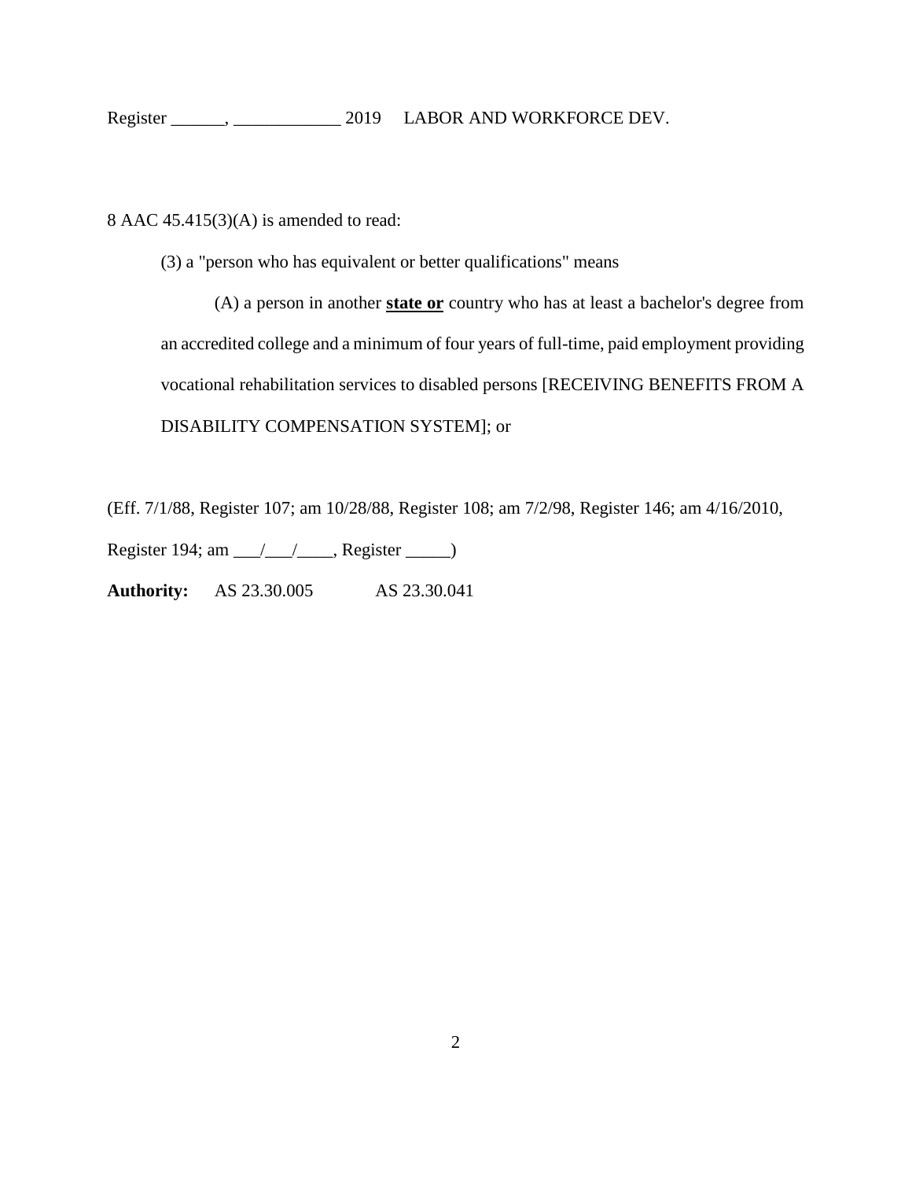8 AAC 45.415(3)(A) is amended to read:

(3) a "person who has equivalent or better qualifications" means

(A) a person in another **state or** country who has at least a bachelor's degree from an accredited college and a minimum of four years of full-time, paid employment providing vocational rehabilitation services to disabled persons [RECEIVING BENEFITS FROM A DISABILITY COMPENSATION SYSTEM]; or

(Eff. 7/1/88, Register 107; am 10/28/88, Register 108; am 7/2/98, Register 146; am 4/16/2010, Register 194; am ___/___/____, Register _____)

**Authority:** AS 23.30.005 AS 23.30.041